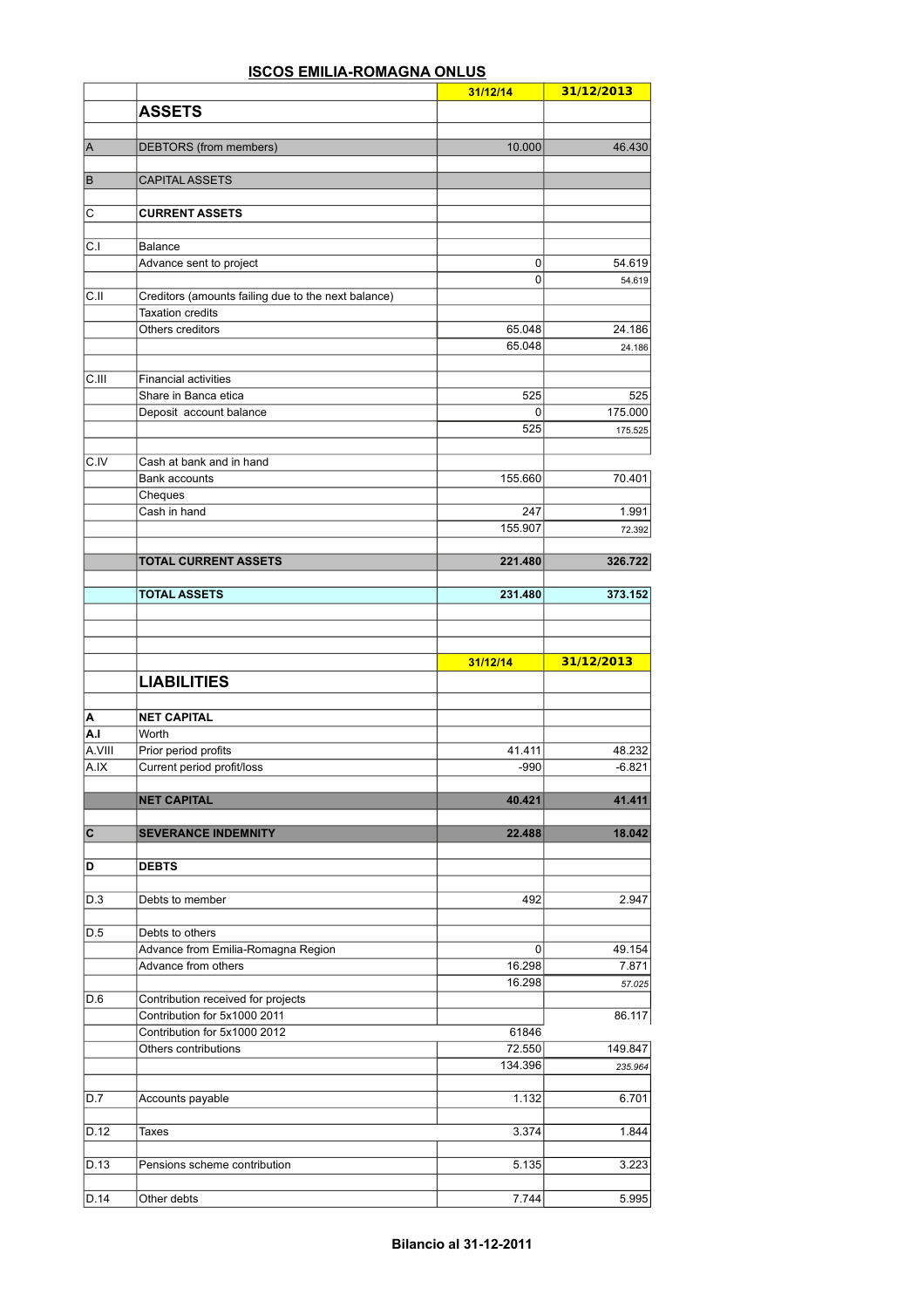# ISCOS EMILIA-ROMAGNA ONLUS

| | | 31/12/14 | 31/12/2013 |
|---|---|---|---|
| | **ASSETS** | | |
| | | | |
| A | DEBTORS (from members) | 10.000 | 46.430 |
| | | | |
| B | CAPITAL ASSETS | | |
| | | | |
| C | **CURRENT ASSETS** | | |
| | | | |
| C.I | Balance | | |
| | Advance sent to project | 0 | 54.619 |
| | | 0 | 54.619 |
| C.II | Creditors (amounts failing due to the next balance) | | |
| | Taxation credits | | |
| | Others creditors | 65.048 | 24.186 |
| | | 65.048 | 24.186 |
| | | | |
| C.III | Financial activities | | |
| | Share in Banca etica | 525 | 525 |
| | Deposit account balance | 0 | 175.000 |
| | | 525 | 175.525 |
| | | | |
| C.IV | Cash at bank and in hand | | |
| | Bank accounts | 155.660 | 70.401 |
| | Cheques | | |
| | Cash in hand | 247 | 1.991 |
| | | 155.907 | 72.392 |
| | | | |
| | **TOTAL CURRENT ASSETS** | **221.480** | **326.722** |
| | | | |
| | **TOTAL ASSETS** | **231.480** | **373.152** |

| | | 31/12/14 | 31/12/2013 |
|---|---|---|---|
| | **LIABILITIES** | | |
| | | | |
| **A** | **NET CAPITAL** | | |
| **A.I** | Worth | | |
| A.VIII | Prior period profits | 41.411 | 48.232 |
| A.IX | Current period profit/loss | -990 | -6.821 |
| | | | |
| | **NET CAPITAL** | **40.421** | **41.411** |
| | | | |
| **C** | **SEVERANCE INDEMNITY** | **22.488** | **18.042** |
| | | | |
| **D** | **DEBTS** | | |
| | | | |
| D.3 | Debts to member | 492 | 2.947 |
| | | | |
| D.5 | Debts to others | | |
| | Advance from Emilia-Romagna Region | 0 | 49.154 |
| | Advance from others | 16.298 | 7.871 |
| | | 16.298 | *57.025* |
| D.6 | Contribution received for projects | | |
| | Contribution for 5x1000 2011 | | 86.117 |
| | Contribution for 5x1000 2012 | 61846 | |
| | Others contributions | 72.550 | 149.847 |
| | | 134.396 | *235.964* |
| | | | |
| D.7 | Accounts payable | 1.132 | 6.701 |
| | | | |
| D.12 | Taxes | 3.374 | 1.844 |
| | | | |
| D.13 | Pensions scheme contribution | 5.135 | 3.223 |
| | | | |
| D.14 | Other debts | 7.744 | 5.995 |

**Bilancio al 31-12-2011**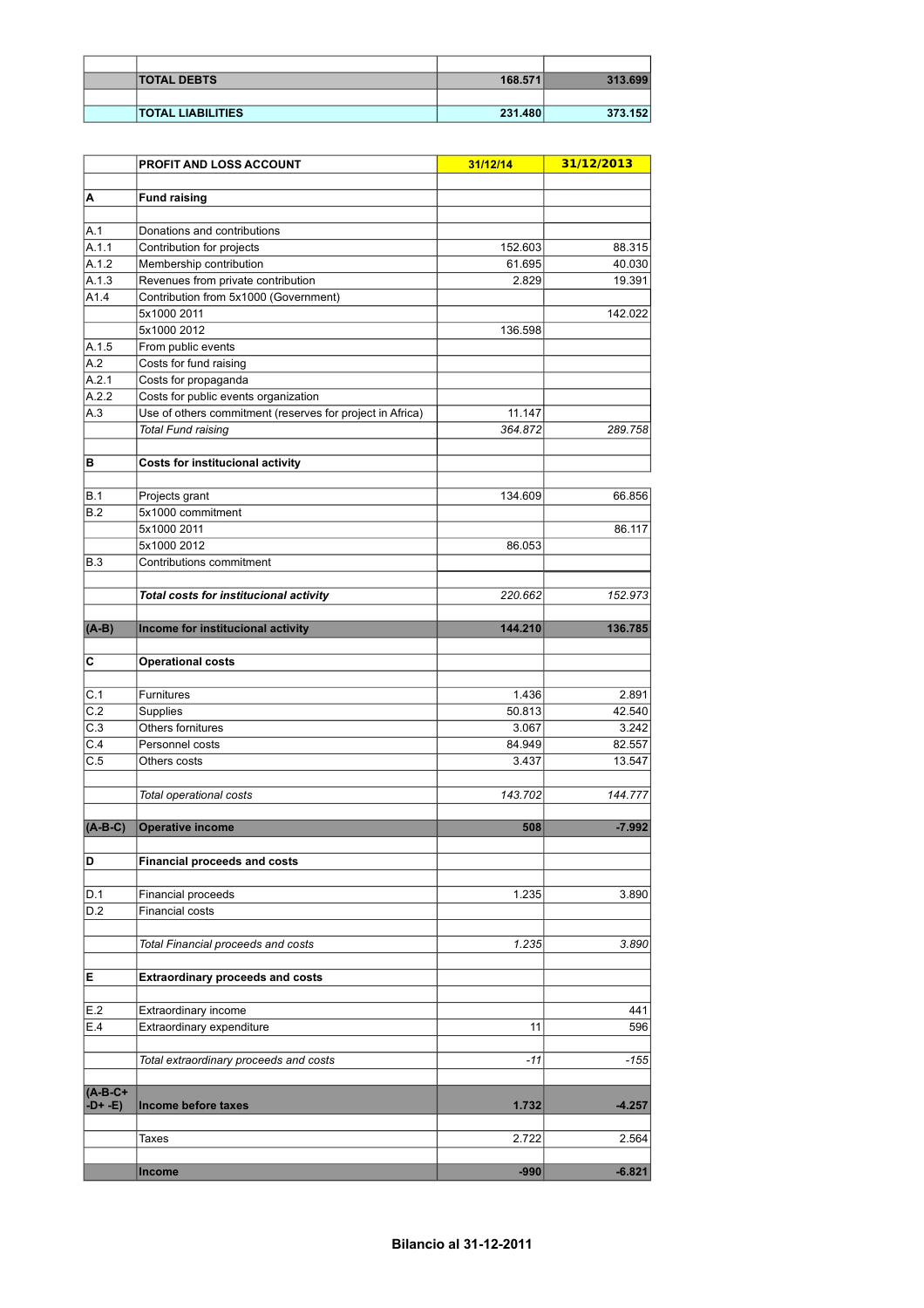| | | | |
|---|---|---|---|
| | | | |
| | **TOTAL DEBTS** | **168.571** | **313.699** |
| | | | |
| | **TOTAL LIABILITIES** | **231.480** | **373.152** |

| | **PROFIT AND LOSS ACCOUNT** | **31/12/14** | **31/12/2013** |
|---|---|---|---|
| | | | |
| **A** | **Fund raising** | | |
| | | | |
| A.1 | Donations and contributions | | |
| A.1.1 | Contribution for projects | 152.603 | 88.315 |
| A.1.2 | Membership contribution | 61.695 | 40.030 |
| A.1.3 | Revenues from private contribution | 2.829 | 19.391 |
| A1.4 | Contribution from 5x1000 (Government) | | |
| | 5x1000 2011 | | 142.022 |
| | 5x1000 2012 | 136.598 | |
| A.1.5 | From public events | | |
| A.2 | Costs for fund raising | | |
| A.2.1 | Costs for propaganda | | |
| A.2.2 | Costs for public events organization | | |
| A.3 | Use of others commitment (reserves for project in Africa) | 11.147 | |
| | *Total Fund raising* | *364.872* | *289.758* |
| | | | |
| **B** | **Costs for institucional activity** | | |
| | | | |
| B.1 | Projects grant | 134.609 | 66.856 |
| B.2 | 5x1000 commitment | | |
| | 5x1000 2011 | | 86.117 |
| | 5x1000 2012 | 86.053 | |
| B.3 | Contributions commitment | | |
| | | | |
| | ***Total costs for institucional activity*** | *220.662* | *152.973* |
| | | | |
| **(A-B)** | **Income for institucional activity** | **144.210** | **136.785** |
| | | | |
| **C** | **Operational costs** | | |
| | | | |
| C.1 | Furnitures | 1.436 | 2.891 |
| C.2 | Supplies | 50.813 | 42.540 |
| C.3 | Others fornitures | 3.067 | 3.242 |
| C.4 | Personnel costs | 84.949 | 82.557 |
| C.5 | Others costs | 3.437 | 13.547 |
| | | | |
| | *Total operational costs* | *143.702* | *144.777* |
| | | | |
| **(A-B-C)** | **Operative income** | **508** | **-7.992** |
| | | | |
| **D** | **Financial proceeds and costs** | | |
| | | | |
| D.1 | Financial proceeds | 1.235 | 3.890 |
| D.2 | Financial costs | | |
| | | | |
| | *Total Financial proceeds and costs* | *1.235* | *3.890* |
| | | | |
| **E** | **Extraordinary proceeds and costs** | | |
| | | | |
| E.2 | Extraordinary income | | 441 |
| E.4 | Extraordinary expenditure | 11 | 596 |
| | | | |
| | *Total extraordinary proceeds and costs* | *-11* | *-155* |
| | | | |
| **(A-B-C+ -D+ -E)** | **Income before taxes** | **1.732** | **-4.257** |
| | | | |
| | Taxes | 2.722 | 2.564 |
| | | | |
| | **Income** | **-990** | **-6.821** |

**Bilancio al 31-12-2011**